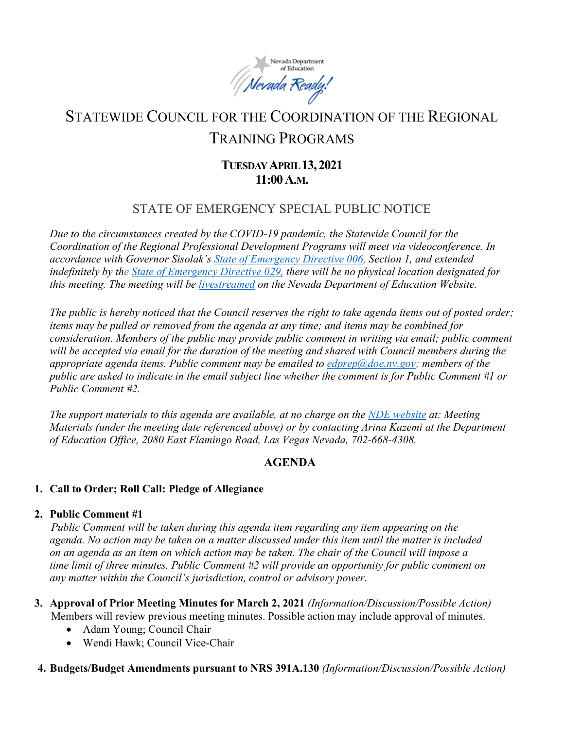Nevada Department of Education

*Nevada Ready!*

# STATEWIDE COUNCIL FOR THE COORDINATION OF THE REGIONAL TRAINING PROGRAMS

**TUESDAY APRIL 13, 2021**
**11:00 A.M.**

## STATE OF EMERGENCY SPECIAL PUBLIC NOTICE

*Due to the circumstances created by the COVID-19 pandemic, the Statewide Council for the Coordination of the Regional Professional Development Programs will meet via videoconference. In accordance with Governor Sisolak's [State of Emergency Directive 006](), Section 1, and extended indefinitely by the [State of Emergency Directive 029,]() there will be no physical location designated for this meeting. The meeting will be [livestreamed]() on the Nevada Department of Education Website.*

*The public is hereby noticed that the Council reserves the right to take agenda items out of posted order; items may be pulled or removed from the agenda at any time; and items may be combined for consideration. Members of the public may provide public comment in writing via email; public comment will be accepted via email for the duration of the meeting and shared with Council members during the appropriate agenda items. Public comment may be emailed to [edprep@doe.nv.gov;]() members of the public are asked to indicate in the email subject line whether the comment is for Public Comment #1 or Public Comment #2.*

*The support materials to this agenda are available, at no charge on the [NDE website]() at: Meeting Materials (under the meeting date referenced above) or by contacting Arina Kazemi at the Department of Education Office, 2080 East Flamingo Road, Las Vegas Nevada, 702-668-4308.*

## AGENDA

1. **Call to Order; Roll Call: Pledge of Allegiance**

2. **Public Comment #1**
   *Public Comment will be taken during this agenda item regarding any item appearing on the agenda. No action may be taken on a matter discussed under this item until the matter is included on an agenda as an item on which action may be taken. The chair of the Council will impose a time limit of three minutes. Public Comment #2 will provide an opportunity for public comment on any matter within the Council's jurisdiction, control or advisory power.*

3. **Approval of Prior Meeting Minutes for March 2, 2021** *(Information/Discussion/Possible Action)*
   Members will review previous meeting minutes. Possible action may include approval of minutes.
   - Adam Young; Council Chair
   - Wendi Hawk; Council Vice-Chair

4. **Budgets/Budget Amendments pursuant to NRS 391A.130** *(Information/Discussion/Possible Action)*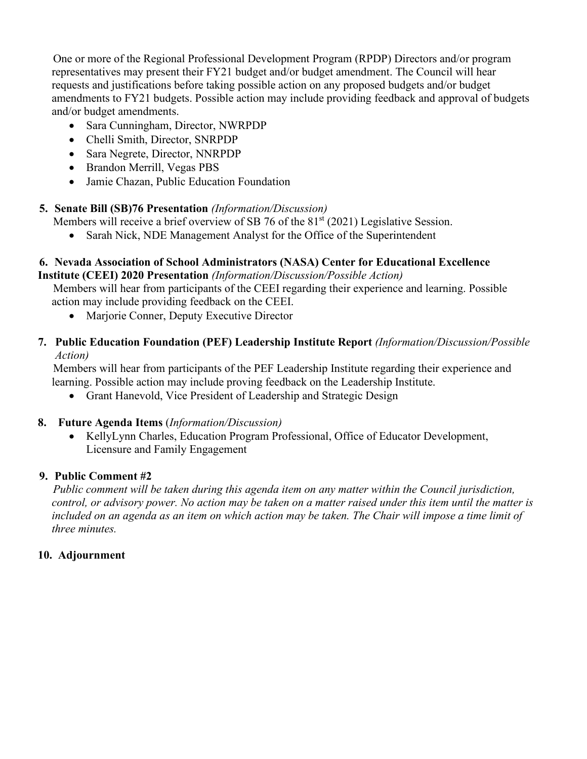One or more of the Regional Professional Development Program (RPDP) Directors and/or program representatives may present their FY21 budget and/or budget amendment. The Council will hear requests and justifications before taking possible action on any proposed budgets and/or budget amendments to FY21 budgets. Possible action may include providing feedback and approval of budgets and/or budget amendments.

- Sara Cunningham, Director, NWRPDP
- Chelli Smith, Director, SNRPDP
- Sara Negrete, Director, NNRPDP
- Brandon Merrill, Vegas PBS
- Jamie Chazan, Public Education Foundation

**5. Senate Bill (SB)76 Presentation** *(Information/Discussion)*

Members will receive a brief overview of SB 76 of the 81st (2021) Legislative Session.

- Sarah Nick, NDE Management Analyst for the Office of the Superintendent

**6. Nevada Association of School Administrators (NASA) Center for Educational Excellence Institute (CEEI) 2020 Presentation** *(Information/Discussion/Possible Action)*

Members will hear from participants of the CEEI regarding their experience and learning. Possible action may include providing feedback on the CEEI.

- Marjorie Conner, Deputy Executive Director

**7. Public Education Foundation (PEF) Leadership Institute Report** *(Information/Discussion/Possible Action)*

Members will hear from participants of the PEF Leadership Institute regarding their experience and learning. Possible action may include proving feedback on the Leadership Institute.

- Grant Hanevold, Vice President of Leadership and Strategic Design

**8. Future Agenda Items** (*Information/Discussion)*

- KellyLynn Charles, Education Program Professional, Office of Educator Development, Licensure and Family Engagement

**9. Public Comment #2**

*Public comment will be taken during this agenda item on any matter within the Council jurisdiction, control, or advisory power. No action may be taken on a matter raised under this item until the matter is included on an agenda as an item on which action may be taken. The Chair will impose a time limit of three minutes.*

**10. Adjournment**